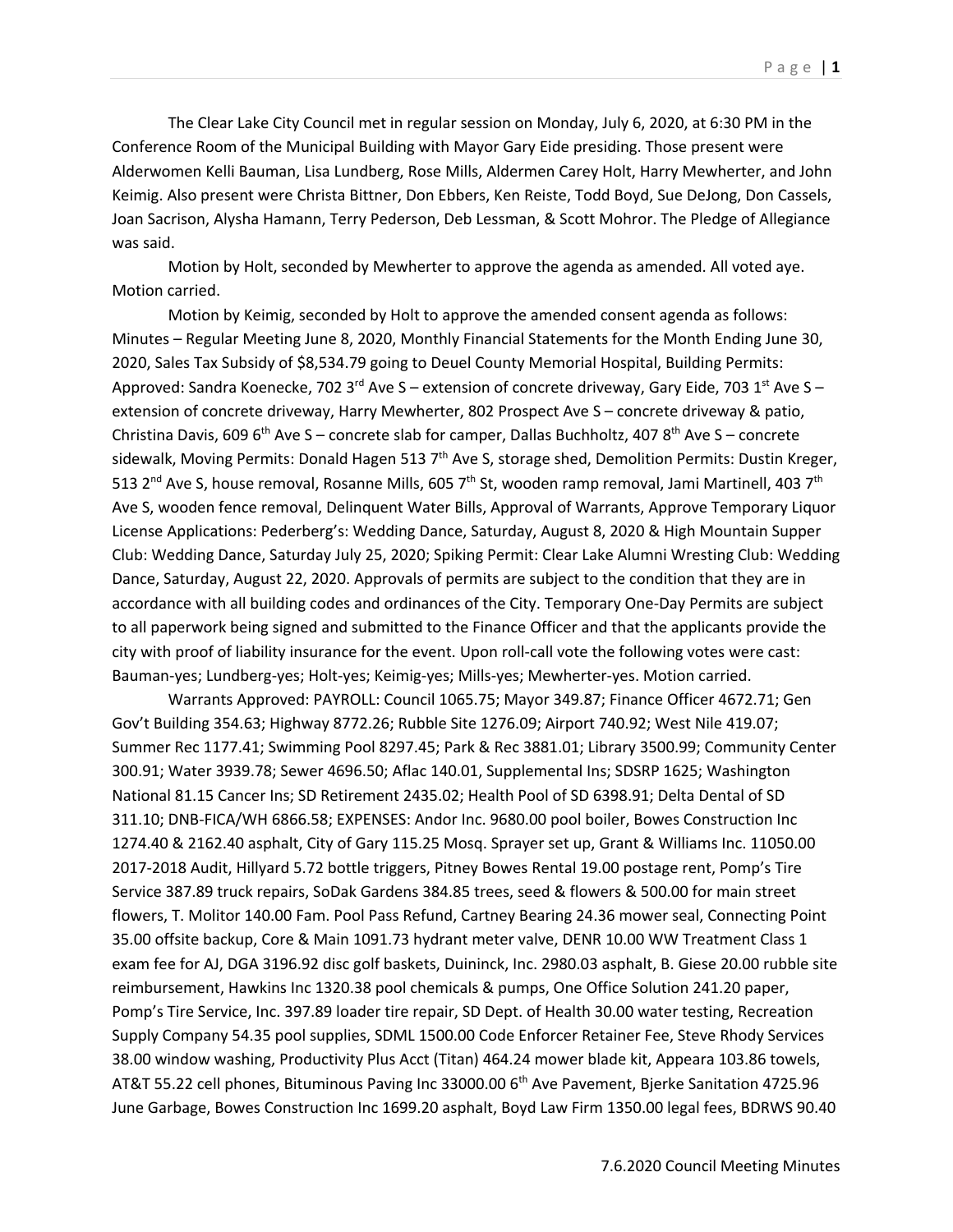The Clear Lake City Council met in regular session on Monday, July 6, 2020, at 6:30 PM in the Conference Room of the Municipal Building with Mayor Gary Eide presiding. Those present were Alderwomen Kelli Bauman, Lisa Lundberg, Rose Mills, Aldermen Carey Holt, Harry Mewherter, and John Keimig. Also present were Christa Bittner, Don Ebbers, Ken Reiste, Todd Boyd, Sue DeJong, Don Cassels, Joan Sacrison, Alysha Hamann, Terry Pederson, Deb Lessman, & Scott Mohror. The Pledge of Allegiance was said.

Motion by Holt, seconded by Mewherter to approve the agenda as amended. All voted aye. Motion carried.

Motion by Keimig, seconded by Holt to approve the amended consent agenda as follows: Minutes – Regular Meeting June 8, 2020, Monthly Financial Statements for the Month Ending June 30, 2020, Sales Tax Subsidy of $8,534.79 going to Deuel County Memorial Hospital, Building Permits: Approved: Sandra Koenecke, 702 3rd Ave S – extension of concrete driveway, Gary Eide, 703 1st Ave S – extension of concrete driveway, Harry Mewherter, 802 Prospect Ave S – concrete driveway & patio, Christina Davis, 609 6th Ave S – concrete slab for camper, Dallas Buchholtz, 407 8th Ave S – concrete sidewalk, Moving Permits: Donald Hagen 513 7th Ave S, storage shed, Demolition Permits: Dustin Kreger, 513 2nd Ave S, house removal, Rosanne Mills, 605 7th St, wooden ramp removal, Jami Martinell, 403 7th Ave S, wooden fence removal, Delinquent Water Bills, Approval of Warrants, Approve Temporary Liquor License Applications: Pederberg's: Wedding Dance, Saturday, August 8, 2020 & High Mountain Supper Club: Wedding Dance, Saturday July 25, 2020; Spiking Permit: Clear Lake Alumni Wresting Club: Wedding Dance, Saturday, August 22, 2020. Approvals of permits are subject to the condition that they are in accordance with all building codes and ordinances of the City. Temporary One-Day Permits are subject to all paperwork being signed and submitted to the Finance Officer and that the applicants provide the city with proof of liability insurance for the event. Upon roll-call vote the following votes were cast: Bauman-yes; Lundberg-yes; Holt-yes; Keimig-yes; Mills-yes; Mewherter-yes. Motion carried.

Warrants Approved: PAYROLL: Council 1065.75; Mayor 349.87; Finance Officer 4672.71; Gen Gov't Building 354.63; Highway 8772.26; Rubble Site 1276.09; Airport 740.92; West Nile 419.07; Summer Rec 1177.41; Swimming Pool 8297.45; Park & Rec 3881.01; Library 3500.99; Community Center 300.91; Water 3939.78; Sewer 4696.50; Aflac 140.01, Supplemental Ins; SDSRP 1625; Washington National 81.15 Cancer Ins; SD Retirement 2435.02; Health Pool of SD 6398.91; Delta Dental of SD 311.10; DNB-FICA/WH 6866.58; EXPENSES: Andor Inc. 9680.00 pool boiler, Bowes Construction Inc 1274.40 & 2162.40 asphalt, City of Gary 115.25 Mosq. Sprayer set up, Grant & Williams Inc. 11050.00 2017-2018 Audit, Hillyard 5.72 bottle triggers, Pitney Bowes Rental 19.00 postage rent, Pomp's Tire Service 387.89 truck repairs, SoDak Gardens 384.85 trees, seed & flowers & 500.00 for main street flowers, T. Molitor 140.00 Fam. Pool Pass Refund, Cartney Bearing 24.36 mower seal, Connecting Point 35.00 offsite backup, Core & Main 1091.73 hydrant meter valve, DENR 10.00 WW Treatment Class 1 exam fee for AJ, DGA 3196.92 disc golf baskets, Duininck, Inc. 2980.03 asphalt, B. Giese 20.00 rubble site reimbursement, Hawkins Inc 1320.38 pool chemicals & pumps, One Office Solution 241.20 paper, Pomp's Tire Service, Inc. 397.89 loader tire repair, SD Dept. of Health 30.00 water testing, Recreation Supply Company 54.35 pool supplies, SDML 1500.00 Code Enforcer Retainer Fee, Steve Rhody Services 38.00 window washing, Productivity Plus Acct (Titan) 464.24 mower blade kit, Appeara 103.86 towels, AT&T 55.22 cell phones, Bituminous Paving Inc 33000.00 6th Ave Pavement, Bjerke Sanitation 4725.96 June Garbage, Bowes Construction Inc 1699.20 asphalt, Boyd Law Firm 1350.00 legal fees, BDRWS 90.40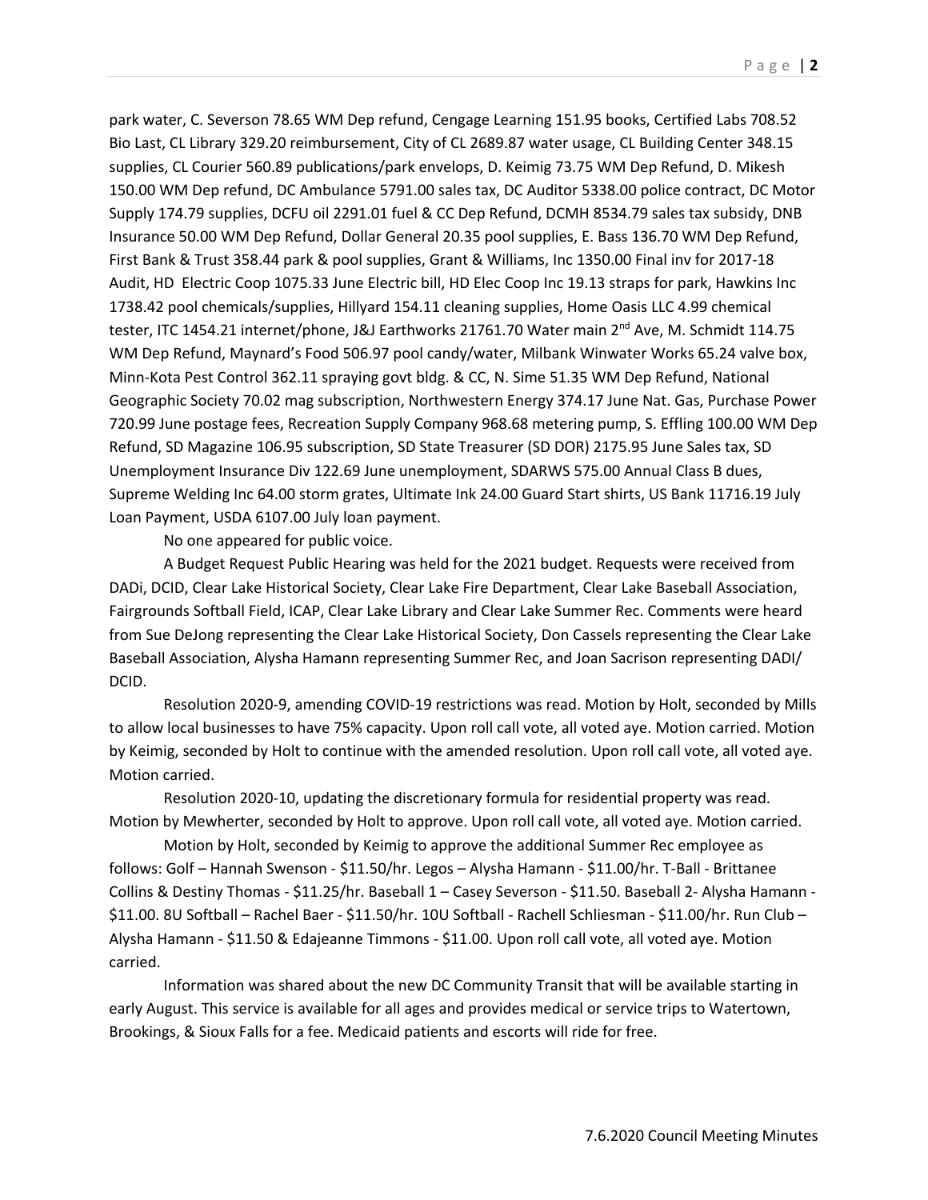park water, C. Severson 78.65 WM Dep refund, Cengage Learning 151.95 books, Certified Labs 708.52 Bio Last, CL Library 329.20 reimbursement, City of CL 2689.87 water usage, CL Building Center 348.15 supplies, CL Courier 560.89 publications/park envelops, D. Keimig 73.75 WM Dep Refund, D. Mikesh 150.00 WM Dep refund, DC Ambulance 5791.00 sales tax, DC Auditor 5338.00 police contract, DC Motor Supply 174.79 supplies, DCFU oil 2291.01 fuel & CC Dep Refund, DCMH 8534.79 sales tax subsidy, DNB Insurance 50.00 WM Dep Refund, Dollar General 20.35 pool supplies, E. Bass 136.70 WM Dep Refund, First Bank & Trust 358.44 park & pool supplies, Grant & Williams, Inc 1350.00 Final inv for 2017-18 Audit, HD Electric Coop 1075.33 June Electric bill, HD Elec Coop Inc 19.13 straps for park, Hawkins Inc 1738.42 pool chemicals/supplies, Hillyard 154.11 cleaning supplies, Home Oasis LLC 4.99 chemical tester, ITC 1454.21 internet/phone, J&J Earthworks 21761.70 Water main 2nd Ave, M. Schmidt 114.75 WM Dep Refund, Maynard's Food 506.97 pool candy/water, Milbank Winwater Works 65.24 valve box, Minn-Kota Pest Control 362.11 spraying govt bldg. & CC, N. Sime 51.35 WM Dep Refund, National Geographic Society 70.02 mag subscription, Northwestern Energy 374.17 June Nat. Gas, Purchase Power 720.99 June postage fees, Recreation Supply Company 968.68 metering pump, S. Effling 100.00 WM Dep Refund, SD Magazine 106.95 subscription, SD State Treasurer (SD DOR) 2175.95 June Sales tax, SD Unemployment Insurance Div 122.69 June unemployment, SDARWS 575.00 Annual Class B dues, Supreme Welding Inc 64.00 storm grates, Ultimate Ink 24.00 Guard Start shirts, US Bank 11716.19 July Loan Payment, USDA 6107.00 July loan payment.

No one appeared for public voice.

A Budget Request Public Hearing was held for the 2021 budget. Requests were received from DADi, DCID, Clear Lake Historical Society, Clear Lake Fire Department, Clear Lake Baseball Association, Fairgrounds Softball Field, ICAP, Clear Lake Library and Clear Lake Summer Rec. Comments were heard from Sue DeJong representing the Clear Lake Historical Society, Don Cassels representing the Clear Lake Baseball Association, Alysha Hamann representing Summer Rec, and Joan Sacrison representing DADI/ DCID.

Resolution 2020-9, amending COVID-19 restrictions was read. Motion by Holt, seconded by Mills to allow local businesses to have 75% capacity. Upon roll call vote, all voted aye. Motion carried. Motion by Keimig, seconded by Holt to continue with the amended resolution. Upon roll call vote, all voted aye. Motion carried.

Resolution 2020-10, updating the discretionary formula for residential property was read. Motion by Mewherter, seconded by Holt to approve. Upon roll call vote, all voted aye. Motion carried.

Motion by Holt, seconded by Keimig to approve the additional Summer Rec employee as follows: Golf – Hannah Swenson - $11.50/hr. Legos – Alysha Hamann - $11.00/hr. T-Ball - Brittanee Collins & Destiny Thomas - $11.25/hr. Baseball 1 – Casey Severson - $11.50. Baseball 2- Alysha Hamann - $11.00. 8U Softball – Rachel Baer - $11.50/hr. 10U Softball - Rachell Schliesman - $11.00/hr. Run Club – Alysha Hamann - $11.50 & Edajeanne Timmons - $11.00. Upon roll call vote, all voted aye. Motion carried.

Information was shared about the new DC Community Transit that will be available starting in early August. This service is available for all ages and provides medical or service trips to Watertown, Brookings, & Sioux Falls for a fee. Medicaid patients and escorts will ride for free.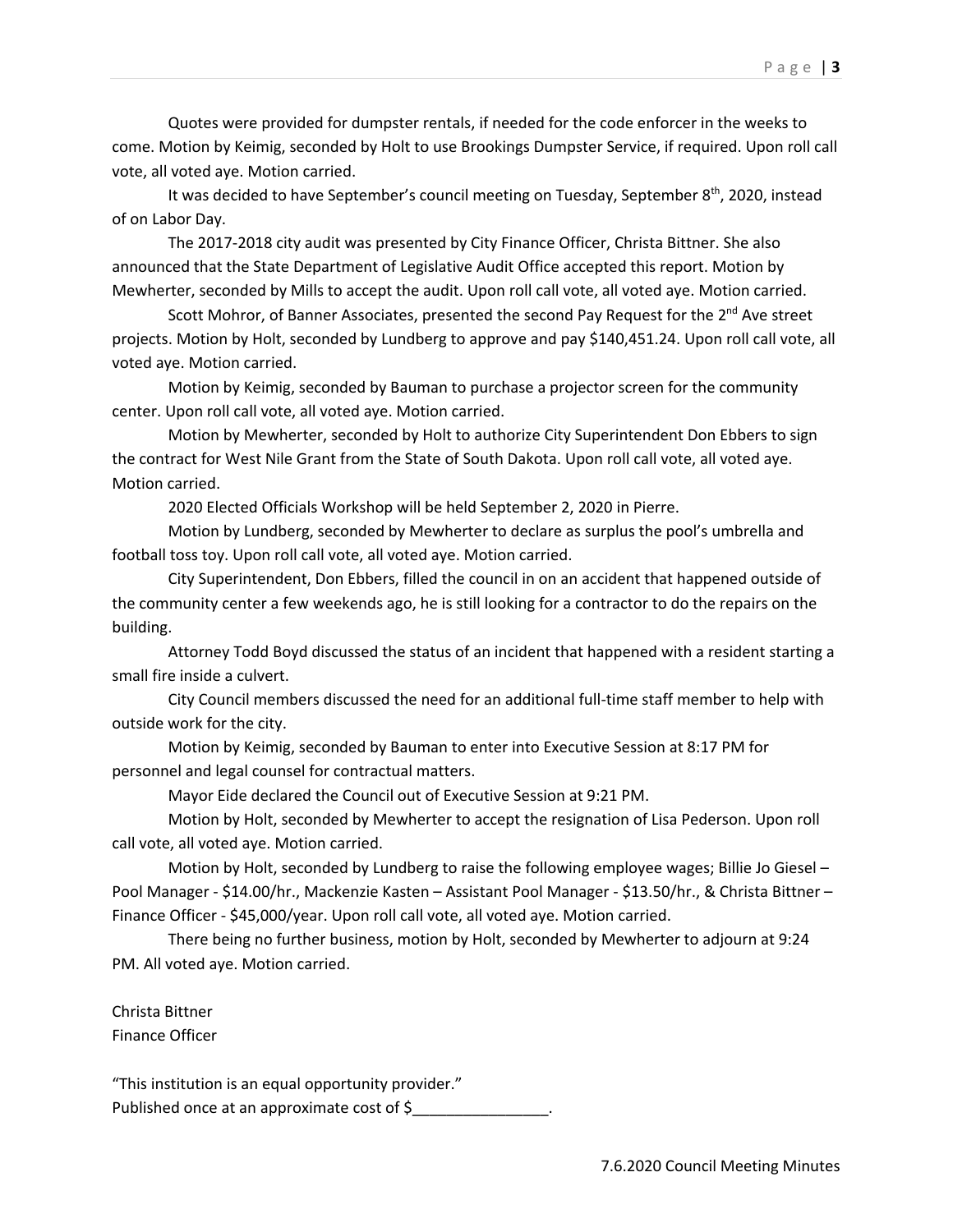Quotes were provided for dumpster rentals, if needed for the code enforcer in the weeks to come. Motion by Keimig, seconded by Holt to use Brookings Dumpster Service, if required. Upon roll call vote, all voted aye. Motion carried.

It was decided to have September's council meeting on Tuesday, September 8th, 2020, instead of on Labor Day.

The 2017-2018 city audit was presented by City Finance Officer, Christa Bittner. She also announced that the State Department of Legislative Audit Office accepted this report. Motion by Mewherter, seconded by Mills to accept the audit. Upon roll call vote, all voted aye. Motion carried.

Scott Mohror, of Banner Associates, presented the second Pay Request for the 2nd Ave street projects. Motion by Holt, seconded by Lundberg to approve and pay $140,451.24. Upon roll call vote, all voted aye. Motion carried.

Motion by Keimig, seconded by Bauman to purchase a projector screen for the community center. Upon roll call vote, all voted aye. Motion carried.

Motion by Mewherter, seconded by Holt to authorize City Superintendent Don Ebbers to sign the contract for West Nile Grant from the State of South Dakota. Upon roll call vote, all voted aye. Motion carried.

2020 Elected Officials Workshop will be held September 2, 2020 in Pierre.

Motion by Lundberg, seconded by Mewherter to declare as surplus the pool's umbrella and football toss toy. Upon roll call vote, all voted aye. Motion carried.

City Superintendent, Don Ebbers, filled the council in on an accident that happened outside of the community center a few weekends ago, he is still looking for a contractor to do the repairs on the building.

Attorney Todd Boyd discussed the status of an incident that happened with a resident starting a small fire inside a culvert.

City Council members discussed the need for an additional full-time staff member to help with outside work for the city.

Motion by Keimig, seconded by Bauman to enter into Executive Session at 8:17 PM for personnel and legal counsel for contractual matters.

Mayor Eide declared the Council out of Executive Session at 9:21 PM.

Motion by Holt, seconded by Mewherter to accept the resignation of Lisa Pederson. Upon roll call vote, all voted aye. Motion carried.

Motion by Holt, seconded by Lundberg to raise the following employee wages; Billie Jo Giesel – Pool Manager - $14.00/hr., Mackenzie Kasten – Assistant Pool Manager - $13.50/hr., & Christa Bittner – Finance Officer - $45,000/year. Upon roll call vote, all voted aye. Motion carried.

There being no further business, motion by Holt, seconded by Mewherter to adjourn at 9:24 PM. All voted aye. Motion carried.

Christa Bittner
Finance Officer

"This institution is an equal opportunity provider."
Published once at an approximate cost of $________________.

7.6.2020 Council Meeting Minutes